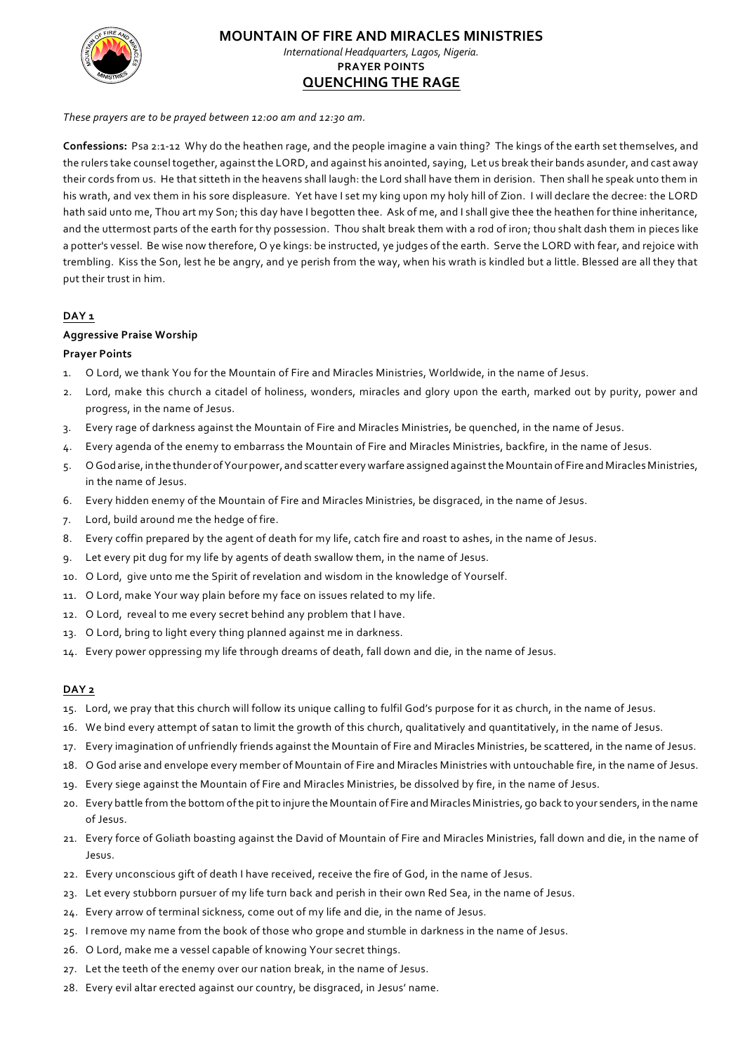# MOUNTAIN OF FIRE AND MIRACLES MINISTRIES

*International Headquarters, Lagos, Nigeria.*

**PRAYER POINTS**

## QUENCHING THE RAGE

*These prayers are to be prayed between 12:00 am and 12:30 am.*

**Confessions:** Psa 2:1-12 Why do the heathen rage, and the people imagine a vain thing? The kings of the earth set themselves, and the rulers take counsel together, against the LORD, and against his anointed, saying, Let us break their bands asunder, and cast away their cords from us. He that sitteth in the heavens shall laugh: the Lord shall have them in derision. Then shall he speak unto them in his wrath, and vex them in his sore displeasure. Yet have I set my king upon my holy hill of Zion. I will declare the decree: the LORD hath said unto me, Thou art my Son; this day have I begotten thee. Ask of me, and I shall give thee the heathen for thine inheritance, and the uttermost parts of the earth for thy possession. Thou shalt break them with a rod of iron; thou shalt dash them in pieces like a potter's vessel. Be wise now therefore, O ye kings: be instructed, ye judges of the earth. Serve the LORD with fear, and rejoice with trembling. Kiss the Son, lest he be angry, and ye perish from the way, when his wrath is kindled but a little. Blessed are all they that put their trust in him.

### DAY 1

**Aggressive Praise Worship**

**Prayer Points**

1. O Lord, we thank You for the Mountain of Fire and Miracles Ministries, Worldwide, in the name of Jesus.
2. Lord, make this church a citadel of holiness, wonders, miracles and glory upon the earth, marked out by purity, power and progress, in the name of Jesus.
3. Every rage of darkness against the Mountain of Fire and Miracles Ministries, be quenched, in the name of Jesus.
4. Every agenda of the enemy to embarrass the Mountain of Fire and Miracles Ministries, backfire, in the name of Jesus.
5. O God arise, in the thunder of Your power, and scatter every warfare assigned against the Mountain of Fire and Miracles Ministries, in the name of Jesus.
6. Every hidden enemy of the Mountain of Fire and Miracles Ministries, be disgraced, in the name of Jesus.
7. Lord, build around me the hedge of fire.
8. Every coffin prepared by the agent of death for my life, catch fire and roast to ashes, in the name of Jesus.
9. Let every pit dug for my life by agents of death swallow them, in the name of Jesus.
10. O Lord, give unto me the Spirit of revelation and wisdom in the knowledge of Yourself.
11. O Lord, make Your way plain before my face on issues related to my life.
12. O Lord, reveal to me every secret behind any problem that I have.
13. O Lord, bring to light every thing planned against me in darkness.
14. Every power oppressing my life through dreams of death, fall down and die, in the name of Jesus.

### DAY 2

15. Lord, we pray that this church will follow its unique calling to fulfil God's purpose for it as church, in the name of Jesus.
16. We bind every attempt of satan to limit the growth of this church, qualitatively and quantitatively, in the name of Jesus.
17. Every imagination of unfriendly friends against the Mountain of Fire and Miracles Ministries, be scattered, in the name of Jesus.
18. O God arise and envelope every member of Mountain of Fire and Miracles Ministries with untouchable fire, in the name of Jesus.
19. Every siege against the Mountain of Fire and Miracles Ministries, be dissolved by fire, in the name of Jesus.
20. Every battle from the bottom of the pit to injure the Mountain of Fire and Miracles Ministries, go back to your senders, in the name of Jesus.
21. Every force of Goliath boasting against the David of Mountain of Fire and Miracles Ministries, fall down and die, in the name of Jesus.
22. Every unconscious gift of death I have received, receive the fire of God, in the name of Jesus.
23. Let every stubborn pursuer of my life turn back and perish in their own Red Sea, in the name of Jesus.
24. Every arrow of terminal sickness, come out of my life and die, in the name of Jesus.
25. I remove my name from the book of those who grope and stumble in darkness in the name of Jesus.
26. O Lord, make me a vessel capable of knowing Your secret things.
27. Let the teeth of the enemy over our nation break, in the name of Jesus.
28. Every evil altar erected against our country, be disgraced, in Jesus' name.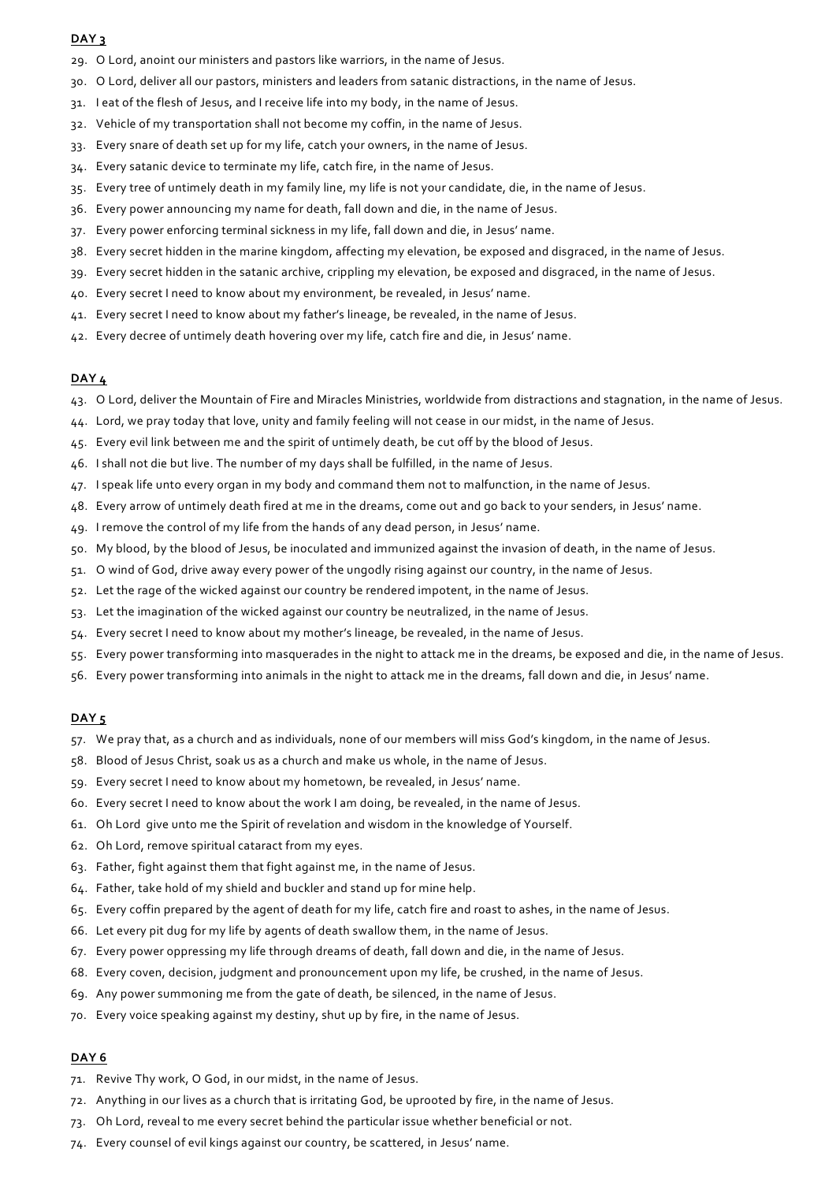**DAY 3**

29. O Lord, anoint our ministers and pastors like warriors, in the name of Jesus.
30. O Lord, deliver all our pastors, ministers and leaders from satanic distractions, in the name of Jesus.
31. I eat of the flesh of Jesus, and I receive life into my body, in the name of Jesus.
32. Vehicle of my transportation shall not become my coffin, in the name of Jesus.
33. Every snare of death set up for my life, catch your owners, in the name of Jesus.
34. Every satanic device to terminate my life, catch fire, in the name of Jesus.
35. Every tree of untimely death in my family line, my life is not your candidate, die, in the name of Jesus.
36. Every power announcing my name for death, fall down and die, in the name of Jesus.
37. Every power enforcing terminal sickness in my life, fall down and die, in Jesus' name.
38. Every secret hidden in the marine kingdom, affecting my elevation, be exposed and disgraced, in the name of Jesus.
39. Every secret hidden in the satanic archive, crippling my elevation, be exposed and disgraced, in the name of Jesus.
40. Every secret I need to know about my environment, be revealed, in Jesus' name.
41. Every secret I need to know about my father's lineage, be revealed, in the name of Jesus.
42. Every decree of untimely death hovering over my life, catch fire and die, in Jesus' name.

**DAY 4**

43. O Lord, deliver the Mountain of Fire and Miracles Ministries, worldwide from distractions and stagnation, in the name of Jesus.
44. Lord, we pray today that love, unity and family feeling will not cease in our midst, in the name of Jesus.
45. Every evil link between me and the spirit of untimely death, be cut off by the blood of Jesus.
46. I shall not die but live. The number of my days shall be fulfilled, in the name of Jesus.
47. I speak life unto every organ in my body and command them not to malfunction, in the name of Jesus.
48. Every arrow of untimely death fired at me in the dreams, come out and go back to your senders, in Jesus' name.
49. I remove the control of my life from the hands of any dead person, in Jesus' name.
50. My blood, by the blood of Jesus, be inoculated and immunized against the invasion of death, in the name of Jesus.
51. O wind of God, drive away every power of the ungodly rising against our country, in the name of Jesus.
52. Let the rage of the wicked against our country be rendered impotent, in the name of Jesus.
53. Let the imagination of the wicked against our country be neutralized, in the name of Jesus.
54. Every secret I need to know about my mother's lineage, be revealed, in the name of Jesus.
55. Every power transforming into masquerades in the night to attack me in the dreams, be exposed and die, in the name of Jesus.
56. Every power transforming into animals in the night to attack me in the dreams, fall down and die, in Jesus' name.

**DAY 5**

57. We pray that, as a church and as individuals, none of our members will miss God's kingdom, in the name of Jesus.
58. Blood of Jesus Christ, soak us as a church and make us whole, in the name of Jesus.
59. Every secret I need to know about my hometown, be revealed, in Jesus' name.
60. Every secret I need to know about the work I am doing, be revealed, in the name of Jesus.
61. Oh Lord give unto me the Spirit of revelation and wisdom in the knowledge of Yourself.
62. Oh Lord, remove spiritual cataract from my eyes.
63. Father, fight against them that fight against me, in the name of Jesus.
64. Father, take hold of my shield and buckler and stand up for mine help.
65. Every coffin prepared by the agent of death for my life, catch fire and roast to ashes, in the name of Jesus.
66. Let every pit dug for my life by agents of death swallow them, in the name of Jesus.
67. Every power oppressing my life through dreams of death, fall down and die, in the name of Jesus.
68. Every coven, decision, judgment and pronouncement upon my life, be crushed, in the name of Jesus.
69. Any power summoning me from the gate of death, be silenced, in the name of Jesus.
70. Every voice speaking against my destiny, shut up by fire, in the name of Jesus.

**DAY 6**

71. Revive Thy work, O God, in our midst, in the name of Jesus.
72. Anything in our lives as a church that is irritating God, be uprooted by fire, in the name of Jesus.
73. Oh Lord, reveal to me every secret behind the particular issue whether beneficial or not.
74. Every counsel of evil kings against our country, be scattered, in Jesus' name.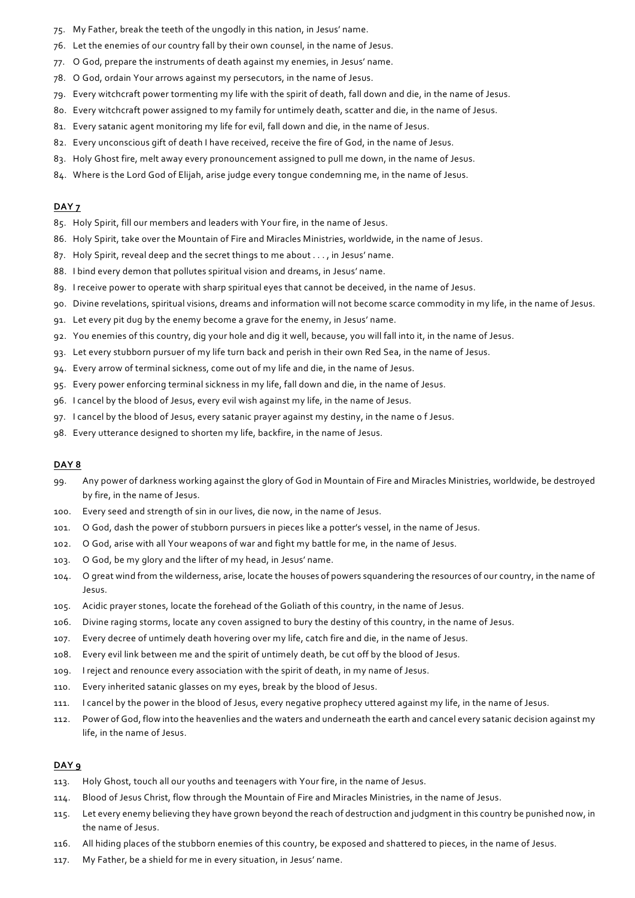75. My Father, break the teeth of the ungodly in this nation, in Jesus' name.
76. Let the enemies of our country fall by their own counsel, in the name of Jesus.
77. O God, prepare the instruments of death against my enemies, in Jesus' name.
78. O God, ordain Your arrows against my persecutors, in the name of Jesus.
79. Every witchcraft power tormenting my life with the spirit of death, fall down and die, in the name of Jesus.
80. Every witchcraft power assigned to my family for untimely death, scatter and die, in the name of Jesus.
81. Every satanic agent monitoring my life for evil, fall down and die, in the name of Jesus.
82. Every unconscious gift of death I have received, receive the fire of God, in the name of Jesus.
83. Holy Ghost fire, melt away every pronouncement assigned to pull me down, in the name of Jesus.
84. Where is the Lord God of Elijah, arise judge every tongue condemning me, in the name of Jesus.

**DAY 7**

85. Holy Spirit, fill our members and leaders with Your fire, in the name of Jesus.
86. Holy Spirit, take over the Mountain of Fire and Miracles Ministries, worldwide, in the name of Jesus.
87. Holy Spirit, reveal deep and the secret things to me about . . . , in Jesus' name.
88. I bind every demon that pollutes spiritual vision and dreams, in Jesus' name.
89. I receive power to operate with sharp spiritual eyes that cannot be deceived, in the name of Jesus.
90. Divine revelations, spiritual visions, dreams and information will not become scarce commodity in my life, in the name of Jesus.
91. Let every pit dug by the enemy become a grave for the enemy, in Jesus' name.
92. You enemies of this country, dig your hole and dig it well, because, you will fall into it, in the name of Jesus.
93. Let every stubborn pursuer of my life turn back and perish in their own Red Sea, in the name of Jesus.
94. Every arrow of terminal sickness, come out of my life and die, in the name of Jesus.
95. Every power enforcing terminal sickness in my life, fall down and die, in the name of Jesus.
96. I cancel by the blood of Jesus, every evil wish against my life, in the name of Jesus.
97. I cancel by the blood of Jesus, every satanic prayer against my destiny, in the name o f Jesus.
98. Every utterance designed to shorten my life, backfire, in the name of Jesus.

**DAY 8**

99. Any power of darkness working against the glory of God in Mountain of Fire and Miracles Ministries, worldwide, be destroyed by fire, in the name of Jesus.
100. Every seed and strength of sin in our lives, die now, in the name of Jesus.
101. O God, dash the power of stubborn pursuers in pieces like a potter's vessel, in the name of Jesus.
102. O God, arise with all Your weapons of war and fight my battle for me, in the name of Jesus.
103. O God, be my glory and the lifter of my head, in Jesus' name.
104. O great wind from the wilderness, arise, locate the houses of powers squandering the resources of our country, in the name of Jesus.
105. Acidic prayer stones, locate the forehead of the Goliath of this country, in the name of Jesus.
106. Divine raging storms, locate any coven assigned to bury the destiny of this country, in the name of Jesus.
107. Every decree of untimely death hovering over my life, catch fire and die, in the name of Jesus.
108. Every evil link between me and the spirit of untimely death, be cut off by the blood of Jesus.
109. I reject and renounce every association with the spirit of death, in my name of Jesus.
110. Every inherited satanic glasses on my eyes, break by the blood of Jesus.
111. I cancel by the power in the blood of Jesus, every negative prophecy uttered against my life, in the name of Jesus.
112. Power of God, flow into the heavenlies and the waters and underneath the earth and cancel every satanic decision against my life, in the name of Jesus.

**DAY 9**

113. Holy Ghost, touch all our youths and teenagers with Your fire, in the name of Jesus.
114. Blood of Jesus Christ, flow through the Mountain of Fire and Miracles Ministries, in the name of Jesus.
115. Let every enemy believing they have grown beyond the reach of destruction and judgment in this country be punished now, in the name of Jesus.
116. All hiding places of the stubborn enemies of this country, be exposed and shattered to pieces, in the name of Jesus.
117. My Father, be a shield for me in every situation, in Jesus' name.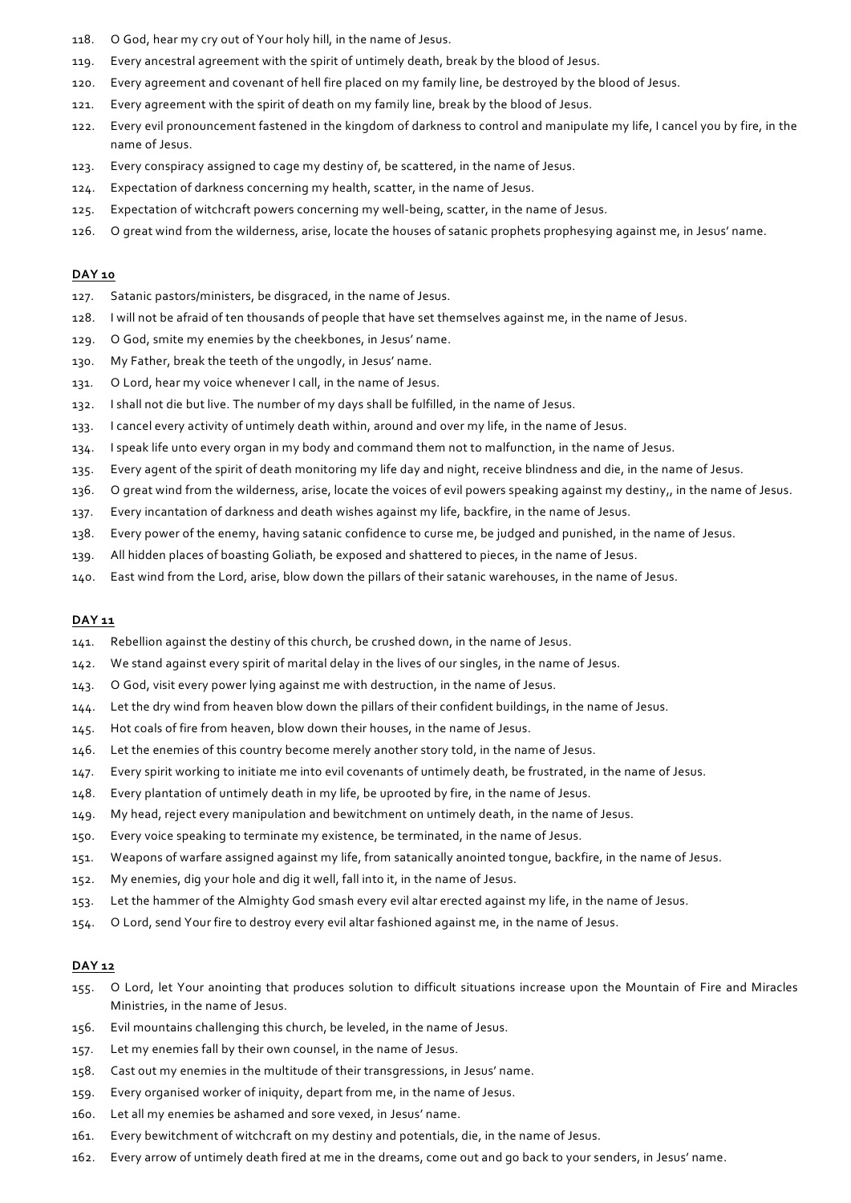118. O God, hear my cry out of Your holy hill, in the name of Jesus.
119. Every ancestral agreement with the spirit of untimely death, break by the blood of Jesus.
120. Every agreement and covenant of hell fire placed on my family line, be destroyed by the blood of Jesus.
121. Every agreement with the spirit of death on my family line, break by the blood of Jesus.
122. Every evil pronouncement fastened in the kingdom of darkness to control and manipulate my life, I cancel you by fire, in the name of Jesus.
123. Every conspiracy assigned to cage my destiny of, be scattered, in the name of Jesus.
124. Expectation of darkness concerning my health, scatter, in the name of Jesus.
125. Expectation of witchcraft powers concerning my well-being, scatter, in the name of Jesus.
126. O great wind from the wilderness, arise, locate the houses of satanic prophets prophesying against me, in Jesus' name.

**DAY 10**

127. Satanic pastors/ministers, be disgraced, in the name of Jesus.
128. I will not be afraid of ten thousands of people that have set themselves against me, in the name of Jesus.
129. O God, smite my enemies by the cheekbones, in Jesus' name.
130. My Father, break the teeth of the ungodly, in Jesus' name.
131. O Lord, hear my voice whenever I call, in the name of Jesus.
132. I shall not die but live. The number of my days shall be fulfilled, in the name of Jesus.
133. I cancel every activity of untimely death within, around and over my life, in the name of Jesus.
134. I speak life unto every organ in my body and command them not to malfunction, in the name of Jesus.
135. Every agent of the spirit of death monitoring my life day and night, receive blindness and die, in the name of Jesus.
136. O great wind from the wilderness, arise, locate the voices of evil powers speaking against my destiny,, in the name of Jesus.
137. Every incantation of darkness and death wishes against my life, backfire, in the name of Jesus.
138. Every power of the enemy, having satanic confidence to curse me, be judged and punished, in the name of Jesus.
139. All hidden places of boasting Goliath, be exposed and shattered to pieces, in the name of Jesus.
140. East wind from the Lord, arise, blow down the pillars of their satanic warehouses, in the name of Jesus.

**DAY 11**

141. Rebellion against the destiny of this church, be crushed down, in the name of Jesus.
142. We stand against every spirit of marital delay in the lives of our singles, in the name of Jesus.
143. O God, visit every power lying against me with destruction, in the name of Jesus.
144. Let the dry wind from heaven blow down the pillars of their confident buildings, in the name of Jesus.
145. Hot coals of fire from heaven, blow down their houses, in the name of Jesus.
146. Let the enemies of this country become merely another story told, in the name of Jesus.
147. Every spirit working to initiate me into evil covenants of untimely death, be frustrated, in the name of Jesus.
148. Every plantation of untimely death in my life, be uprooted by fire, in the name of Jesus.
149. My head, reject every manipulation and bewitchment on untimely death, in the name of Jesus.
150. Every voice speaking to terminate my existence, be terminated, in the name of Jesus.
151. Weapons of warfare assigned against my life, from satanically anointed tongue, backfire, in the name of Jesus.
152. My enemies, dig your hole and dig it well, fall into it, in the name of Jesus.
153. Let the hammer of the Almighty God smash every evil altar erected against my life, in the name of Jesus.
154. O Lord, send Your fire to destroy every evil altar fashioned against me, in the name of Jesus.

**DAY 12**

155. O Lord, let Your anointing that produces solution to difficult situations increase upon the Mountain of Fire and Miracles Ministries, in the name of Jesus.
156. Evil mountains challenging this church, be leveled, in the name of Jesus.
157. Let my enemies fall by their own counsel, in the name of Jesus.
158. Cast out my enemies in the multitude of their transgressions, in Jesus' name.
159. Every organised worker of iniquity, depart from me, in the name of Jesus.
160. Let all my enemies be ashamed and sore vexed, in Jesus' name.
161. Every bewitchment of witchcraft on my destiny and potentials, die, in the name of Jesus.
162. Every arrow of untimely death fired at me in the dreams, come out and go back to your senders, in Jesus' name.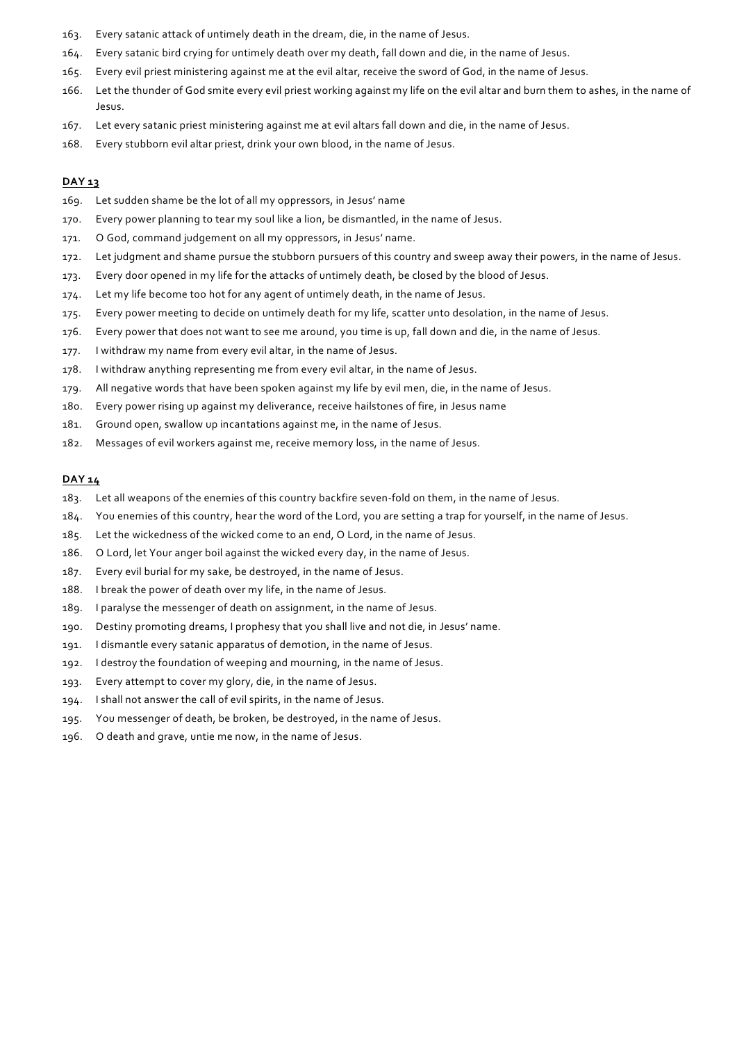163. Every satanic attack of untimely death in the dream, die, in the name of Jesus.
164. Every satanic bird crying for untimely death over my death, fall down and die, in the name of Jesus.
165. Every evil priest ministering against me at the evil altar, receive the sword of God, in the name of Jesus.
166. Let the thunder of God smite every evil priest working against my life on the evil altar and burn them to ashes, in the name of Jesus.
167. Let every satanic priest ministering against me at evil altars fall down and die, in the name of Jesus.
168. Every stubborn evil altar priest, drink your own blood, in the name of Jesus.

**DAY 13**

169. Let sudden shame be the lot of all my oppressors, in Jesus' name
170. Every power planning to tear my soul like a lion, be dismantled, in the name of Jesus.
171. O God, command judgement on all my oppressors, in Jesus' name.
172. Let judgment and shame pursue the stubborn pursuers of this country and sweep away their powers, in the name of Jesus.
173. Every door opened in my life for the attacks of untimely death, be closed by the blood of Jesus.
174. Let my life become too hot for any agent of untimely death, in the name of Jesus.
175. Every power meeting to decide on untimely death for my life, scatter unto desolation, in the name of Jesus.
176. Every power that does not want to see me around, you time is up, fall down and die, in the name of Jesus.
177. I withdraw my name from every evil altar, in the name of Jesus.
178. I withdraw anything representing me from every evil altar, in the name of Jesus.
179. All negative words that have been spoken against my life by evil men, die, in the name of Jesus.
180. Every power rising up against my deliverance, receive hailstones of fire, in Jesus name
181. Ground open, swallow up incantations against me, in the name of Jesus.
182. Messages of evil workers against me, receive memory loss, in the name of Jesus.

**DAY 14**

183. Let all weapons of the enemies of this country backfire seven-fold on them, in the name of Jesus.
184. You enemies of this country, hear the word of the Lord, you are setting a trap for yourself, in the name of Jesus.
185. Let the wickedness of the wicked come to an end, O Lord, in the name of Jesus.
186. O Lord, let Your anger boil against the wicked every day, in the name of Jesus.
187. Every evil burial for my sake, be destroyed, in the name of Jesus.
188. I break the power of death over my life, in the name of Jesus.
189. I paralyse the messenger of death on assignment, in the name of Jesus.
190. Destiny promoting dreams, I prophesy that you shall live and not die, in Jesus' name.
191. I dismantle every satanic apparatus of demotion, in the name of Jesus.
192. I destroy the foundation of weeping and mourning, in the name of Jesus.
193. Every attempt to cover my glory, die, in the name of Jesus.
194. I shall not answer the call of evil spirits, in the name of Jesus.
195. You messenger of death, be broken, be destroyed, in the name of Jesus.
196. O death and grave, untie me now, in the name of Jesus.